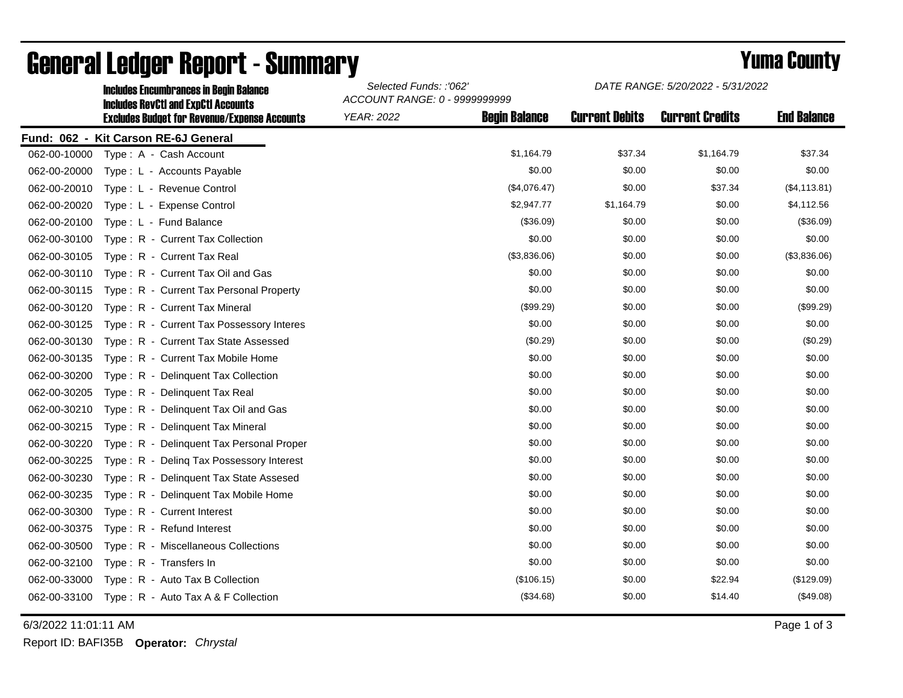# General Ledger Report - Summary

## Yuma County

**Includes Encumbrances in Begin Balance**
**Includes RevCtl and ExpCtl Accounts**
**Excludes Budget for Revenue/Expense Accounts**

*Selected Funds: :'062'*
*ACCOUNT RANGE: 0 - 9999999999*
*YEAR: 2022*

*DATE RANGE: 5/20/2022 - 5/31/2022*

**Fund: 062 - Kit Carson RE-6J General**

| Account | Description | Begin Balance | Current Debits | Current Credits | End Balance |
|---|---|---|---|---|---|
| 062-00-10000 | Type : A - Cash Account | $1,164.79 | $37.34 | $1,164.79 | $37.34 |
| 062-00-20000 | Type : L - Accounts Payable | $0.00 | $0.00 | $0.00 | $0.00 |
| 062-00-20010 | Type : L - Revenue Control | ($4,076.47) | $0.00 | $37.34 | ($4,113.81) |
| 062-00-20020 | Type : L - Expense Control | $2,947.77 | $1,164.79 | $0.00 | $4,112.56 |
| 062-00-20100 | Type : L - Fund Balance | ($36.09) | $0.00 | $0.00 | ($36.09) |
| 062-00-30100 | Type : R - Current Tax Collection | $0.00 | $0.00 | $0.00 | $0.00 |
| 062-00-30105 | Type : R - Current Tax Real | ($3,836.06) | $0.00 | $0.00 | ($3,836.06) |
| 062-00-30110 | Type : R - Current Tax Oil and Gas | $0.00 | $0.00 | $0.00 | $0.00 |
| 062-00-30115 | Type : R - Current Tax Personal Property | $0.00 | $0.00 | $0.00 | $0.00 |
| 062-00-30120 | Type : R - Current Tax Mineral | ($99.29) | $0.00 | $0.00 | ($99.29) |
| 062-00-30125 | Type : R - Current Tax Possessory Interes | $0.00 | $0.00 | $0.00 | $0.00 |
| 062-00-30130 | Type : R - Current Tax State Assessed | ($0.29) | $0.00 | $0.00 | ($0.29) |
| 062-00-30135 | Type : R - Current Tax Mobile Home | $0.00 | $0.00 | $0.00 | $0.00 |
| 062-00-30200 | Type : R - Delinquent Tax Collection | $0.00 | $0.00 | $0.00 | $0.00 |
| 062-00-30205 | Type : R - Delinquent Tax Real | $0.00 | $0.00 | $0.00 | $0.00 |
| 062-00-30210 | Type : R - Delinquent Tax Oil and Gas | $0.00 | $0.00 | $0.00 | $0.00 |
| 062-00-30215 | Type : R - Delinquent Tax Mineral | $0.00 | $0.00 | $0.00 | $0.00 |
| 062-00-30220 | Type : R - Delinquent Tax Personal Proper | $0.00 | $0.00 | $0.00 | $0.00 |
| 062-00-30225 | Type : R - Delinq Tax Possessory Interest | $0.00 | $0.00 | $0.00 | $0.00 |
| 062-00-30230 | Type : R - Delinquent Tax State Assesed | $0.00 | $0.00 | $0.00 | $0.00 |
| 062-00-30235 | Type : R - Delinquent Tax Mobile Home | $0.00 | $0.00 | $0.00 | $0.00 |
| 062-00-30300 | Type : R - Current Interest | $0.00 | $0.00 | $0.00 | $0.00 |
| 062-00-30375 | Type : R - Refund Interest | $0.00 | $0.00 | $0.00 | $0.00 |
| 062-00-30500 | Type : R - Miscellaneous Collections | $0.00 | $0.00 | $0.00 | $0.00 |
| 062-00-32100 | Type : R - Transfers In | $0.00 | $0.00 | $0.00 | $0.00 |
| 062-00-33000 | Type : R - Auto Tax B Collection | ($106.15) | $0.00 | $22.94 | ($129.09) |
| 062-00-33100 | Type : R - Auto Tax A & F Collection | ($34.68) | $0.00 | $14.40 | ($49.08) |

6/3/2022 11:01:11 AM

Report ID: BAFI35B **Operator:** *Chrystal*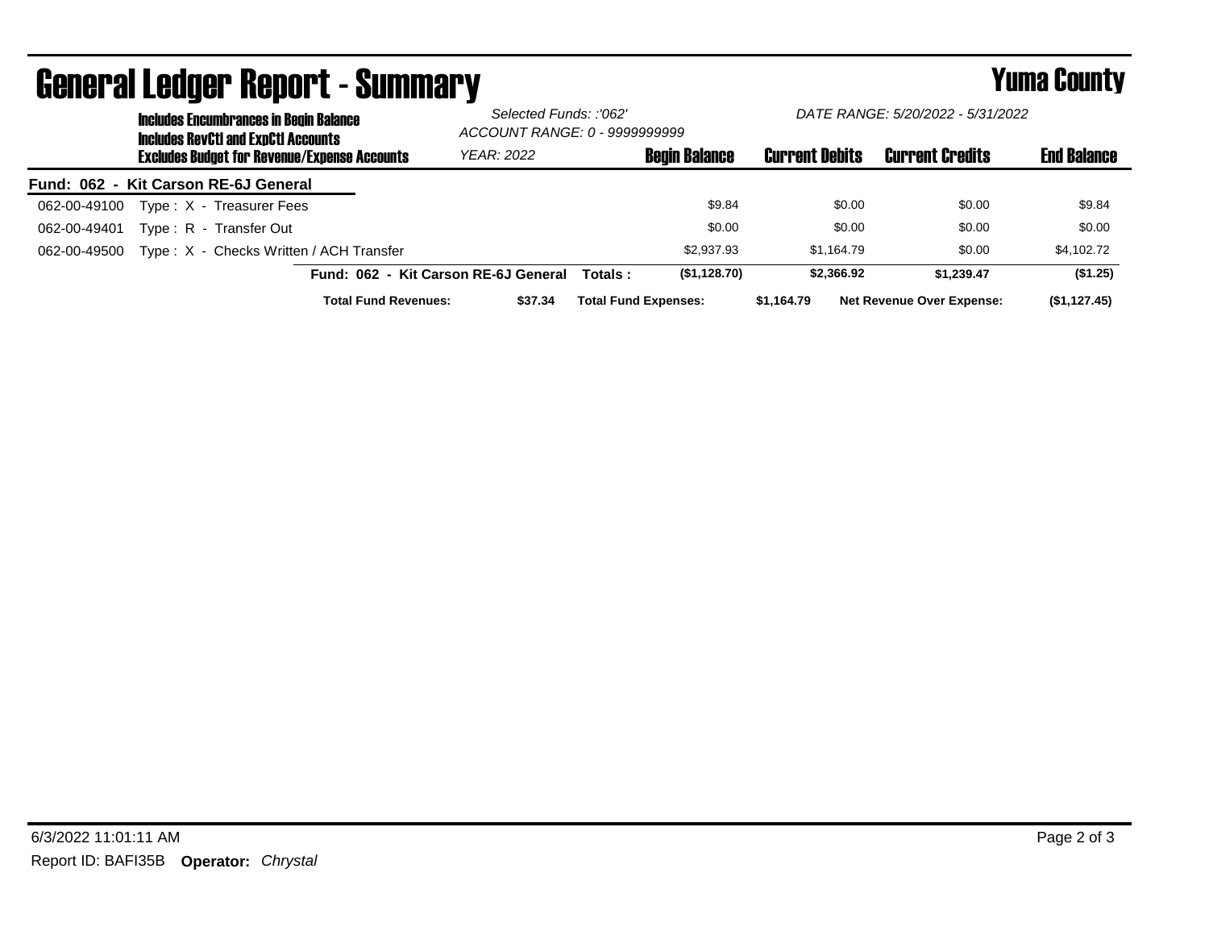# General Ledger Report - Summary

## Yuma County

**Includes Encumbrances in Begin Balance**
**Includes RevCtl and ExpCtl Accounts**
**Excludes Budget for Revenue/Expense Accounts**

*Selected Funds: :'062'*
*ACCOUNT RANGE: 0 - 9999999999*
*YEAR: 2022*
*DATE RANGE: 5/20/2022 - 5/31/2022*

**Fund: 062 - Kit Carson RE-6J General**

| Account | Description | Begin Balance | Current Debits | Current Credits | End Balance |
|---|---|---|---|---|---|
| 062-00-49100 | Type : X - Treasurer Fees | $9.84 | $0.00 | $0.00 | $9.84 |
| 062-00-49401 | Type : R - Transfer Out | $0.00 | $0.00 | $0.00 | $0.00 |
| 062-00-49500 | Type : X - Checks Written / ACH Transfer | $2,937.93 | $1,164.79 | $0.00 | $4,102.72 |
| | **Fund: 062 - Kit Carson RE-6J General Totals :** | **($1,128.70)** | **$2,366.92** | **$1,239.47** | **($1.25)** |

**Total Fund Revenues:** **$37.34** **Total Fund Expenses:** **$1,164.79** **Net Revenue Over Expense:** **($1,127.45)**

6/3/2022 11:01:11 AM
Report ID: BAFI35B **Operator:** *Chrystal*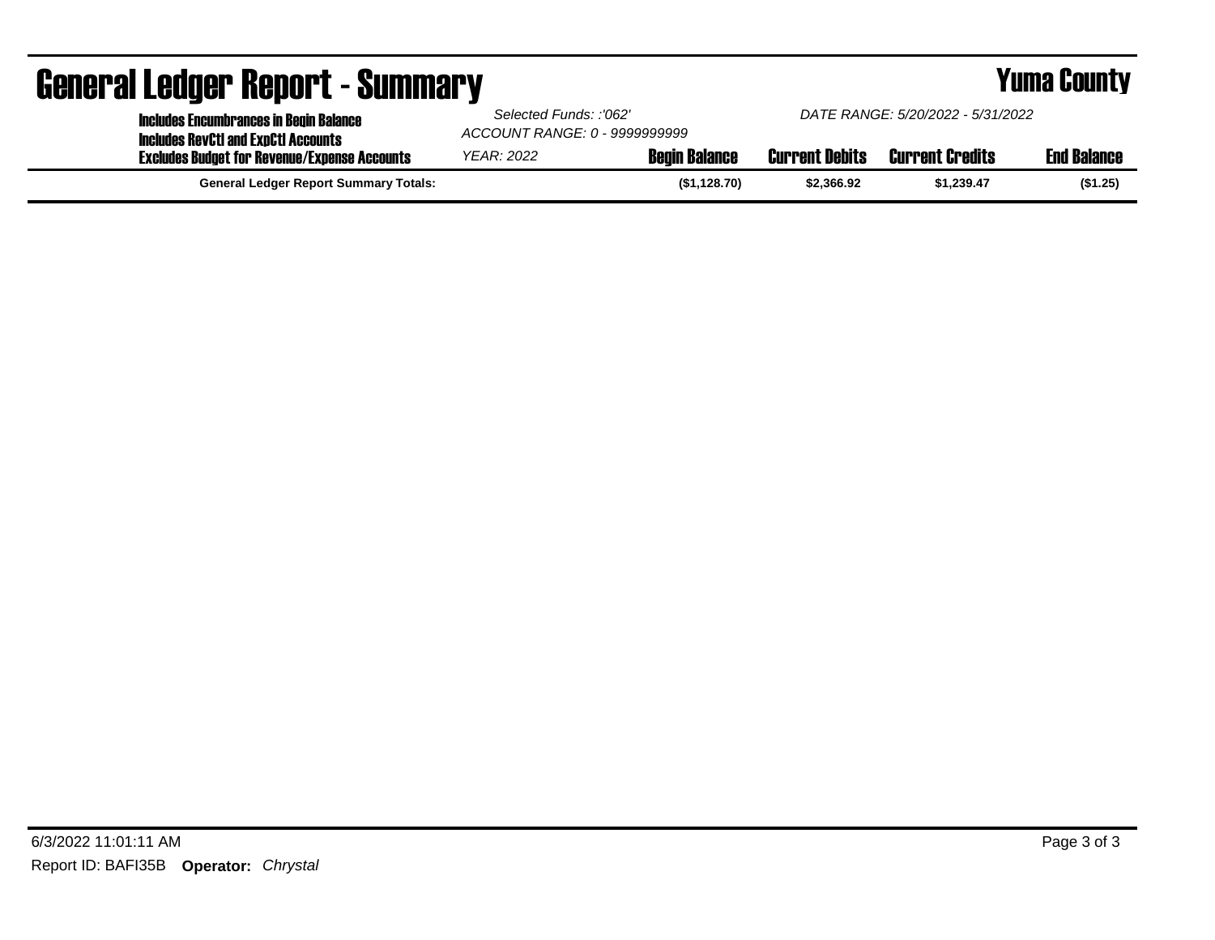# General Ledger Report - Summary

**Yuma County**

**Includes Encumbrances in Begin Balance**
**Includes RevCtl and ExpCtl Accounts**
**Excludes Budget for Revenue/Expense Accounts**

*Selected Funds: :'062'*
*ACCOUNT RANGE: 0 - 9999999999*
*YEAR: 2022*

*DATE RANGE: 5/20/2022 - 5/31/2022*

| | Begin Balance | Current Debits | Current Credits | End Balance |
|---|---|---|---|---|
| **General Ledger Report Summary Totals:** | **($1,128.70)** | **$2,366.92** | **$1,239.47** | **($1.25)** |

6/3/2022 11:01:11 AM

Report ID: BAFI35B **Operator:** *Chrystal*